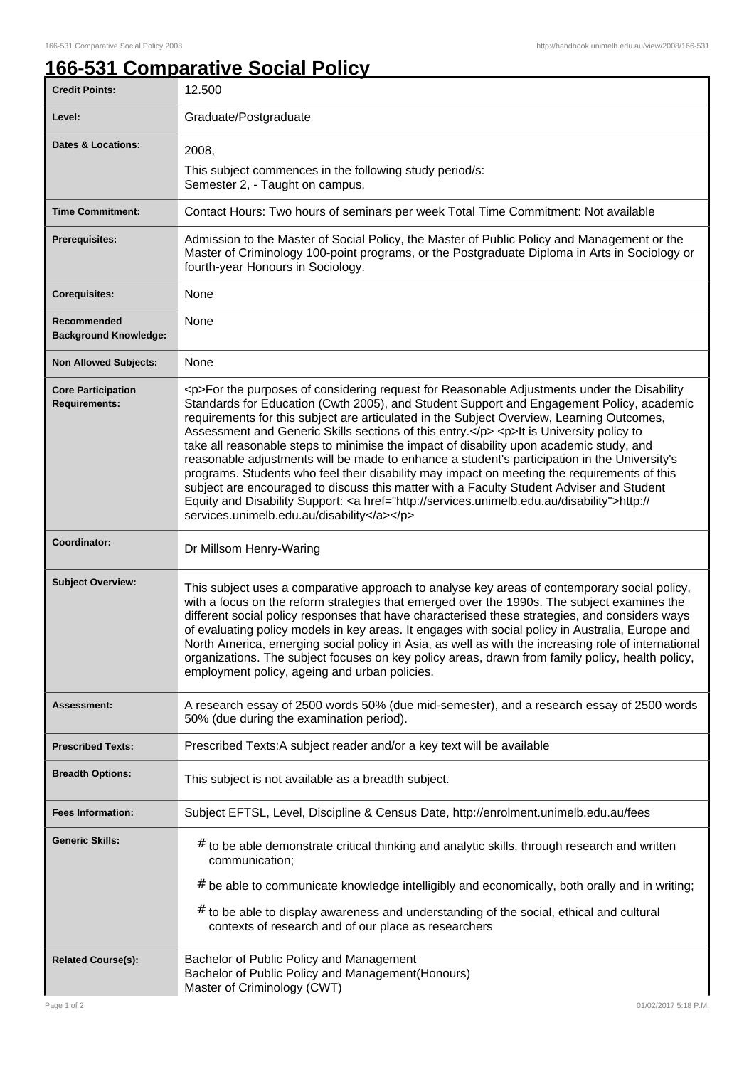# 166-531 Comparative Social Policy

| | |
|---|---|
| **Credit Points:** | 12.500 |
| **Level:** | Graduate/Postgraduate |
| **Dates & Locations:** | 2008,<br>This subject commences in the following study period/s:<br>Semester 2, - Taught on campus. |
| **Time Commitment:** | Contact Hours: Two hours of seminars per week Total Time Commitment: Not available |
| **Prerequisites:** | Admission to the Master of Social Policy, the Master of Public Policy and Management or the Master of Criminology 100-point programs, or the Postgraduate Diploma in Arts in Sociology or fourth-year Honours in Sociology. |
| **Corequisites:** | None |
| **Recommended Background Knowledge:** | None |
| **Non Allowed Subjects:** | None |
| **Core Participation Requirements:** | <p>For the purposes of considering request for Reasonable Adjustments under the Disability Standards for Education (Cwth 2005), and Student Support and Engagement Policy, academic requirements for this subject are articulated in the Subject Overview, Learning Outcomes, Assessment and Generic Skills sections of this entry.</p> <p>It is University policy to take all reasonable steps to minimise the impact of disability upon academic study, and reasonable adjustments will be made to enhance a student's participation in the University's programs. Students who feel their disability may impact on meeting the requirements of this subject are encouraged to discuss this matter with a Faculty Student Adviser and Student Equity and Disability Support: <a href="http://services.unimelb.edu.au/disability">http://services.unimelb.edu.au/disability</a></p> |
| **Coordinator:** | Dr Millsom Henry-Waring |
| **Subject Overview:** | This subject uses a comparative approach to analyse key areas of contemporary social policy, with a focus on the reform strategies that emerged over the 1990s. The subject examines the different social policy responses that have characterised these strategies, and considers ways of evaluating policy models in key areas. It engages with social policy in Australia, Europe and North America, emerging social policy in Asia, as well as with the increasing role of international organizations. The subject focuses on key policy areas, drawn from family policy, health policy, employment policy, ageing and urban policies. |
| **Assessment:** | A research essay of 2500 words 50% (due mid-semester), and a research essay of 2500 words 50% (due during the examination period). |
| **Prescribed Texts:** | Prescribed Texts:A subject reader and/or a key text will be available |
| **Breadth Options:** | This subject is not available as a breadth subject. |
| **Fees Information:** | Subject EFTSL, Level, Discipline & Census Date, http://enrolment.unimelb.edu.au/fees |
| **Generic Skills:** | # to be able demonstrate critical thinking and analytic skills, through research and written communication;<br># be able to communicate knowledge intelligibly and economically, both orally and in writing;<br># to be able to display awareness and understanding of the social, ethical and cultural contexts of research and of our place as researchers |
| **Related Course(s):** | Bachelor of Public Policy and Management<br>Bachelor of Public Policy and Management(Honours)<br>Master of Criminology (CWT) |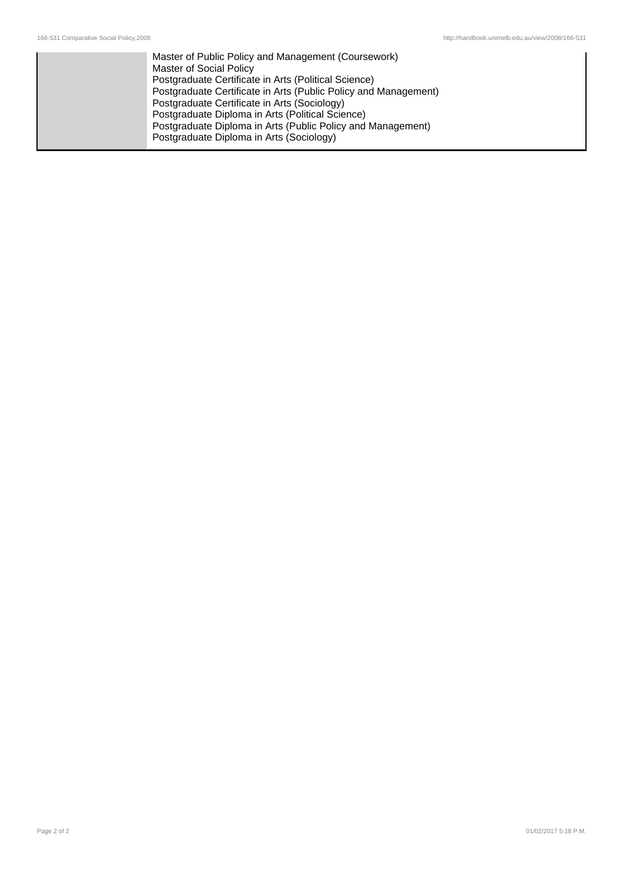| | |
|---|---|
| | Master of Public Policy and Management (Coursework)<br>Master of Social Policy<br>Postgraduate Certificate in Arts (Political Science)<br>Postgraduate Certificate in Arts (Public Policy and Management)<br>Postgraduate Certificate in Arts (Sociology)<br>Postgraduate Diploma in Arts (Political Science)<br>Postgraduate Diploma in Arts (Public Policy and Management)<br>Postgraduate Diploma in Arts (Sociology) |